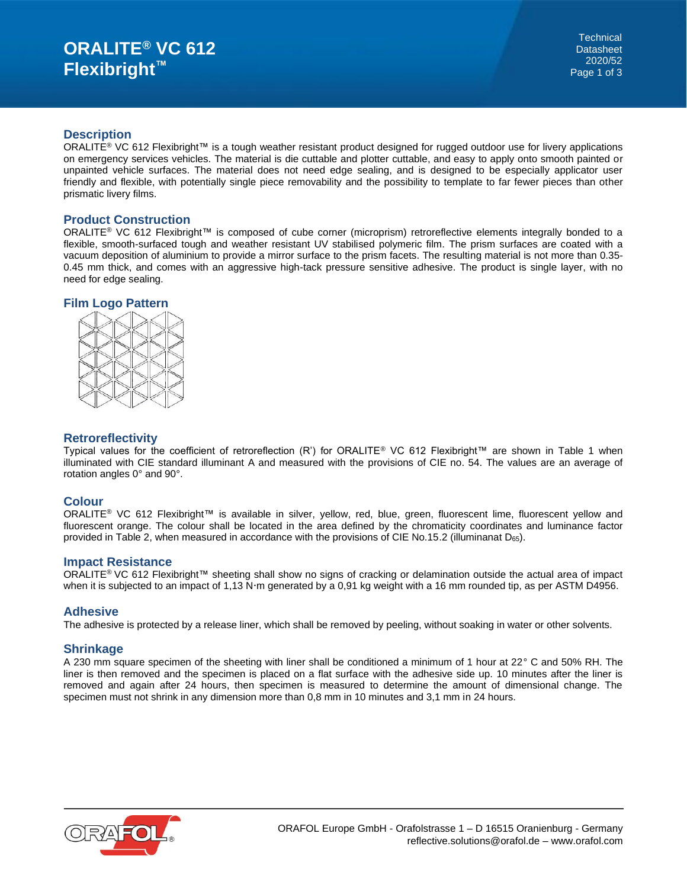# ORALITE® VC 612 Flexibright™

Technical Datasheet 2020/52

## Description

ORALITE® VC 612 Flexibright™ is a tough weather resistant product designed for rugged outdoor use for livery applications on emergency services vehicles. The material is die cuttable and plotter cuttable, and easy to apply onto smooth painted or unpainted vehicle surfaces. The material does not need edge sealing, and is designed to be especially applicator user friendly and flexible, with potentially single piece removability and the possibility to template to far fewer pieces than other prismatic livery films.

## Product Construction

ORALITE® VC 612 Flexibright™ is composed of cube corner (microprism) retroreflective elements integrally bonded to a flexible, smooth-surfaced tough and weather resistant UV stabilised polymeric film. The prism surfaces are coated with a vacuum deposition of aluminium to provide a mirror surface to the prism facets. The resulting material is not more than 0.35-0.45 mm thick, and comes with an aggressive high-tack pressure sensitive adhesive. The product is single layer, with no need for edge sealing.

## Film Logo Pattern

## Retroreflectivity

Typical values for the coefficient of retroreflection (R') for ORALITE® VC 612 Flexibright™ are shown in Table 1 when illuminated with CIE standard illuminant A and measured with the provisions of CIE no. 54. The values are an average of rotation angles 0° and 90°.

## Colour

ORALITE® VC 612 Flexibright™ is available in silver, yellow, red, blue, green, fluorescent lime, fluorescent yellow and fluorescent orange. The colour shall be located in the area defined by the chromaticity coordinates and luminance factor provided in Table 2, when measured in accordance with the provisions of CIE No.15.2 (illuminanat $D_{65}$).

## Impact Resistance

ORALITE® VC 612 Flexibright™ sheeting shall show no signs of cracking or delamination outside the actual area of impact when it is subjected to an impact of 1,13 N·m generated by a 0,91 kg weight with a 16 mm rounded tip, as per ASTM D4956.

## Adhesive

The adhesive is protected by a release liner, which shall be removed by peeling, without soaking in water or other solvents.

## Shrinkage

A 230 mm square specimen of the sheeting with liner shall be conditioned a minimum of 1 hour at 22° C and 50% RH. The liner is then removed and the specimen is placed on a flat surface with the adhesive side up. 10 minutes after the liner is removed and again after 24 hours, then specimen is measured to determine the amount of dimensional change. The specimen must not shrink in any dimension more than 0,8 mm in 10 minutes and 3,1 mm in 24 hours.

ORAFOL Europe GmbH - Orafolstrasse 1 – D 16515 Oranienburg - Germany
reflective.solutions@orafol.de – www.orafol.com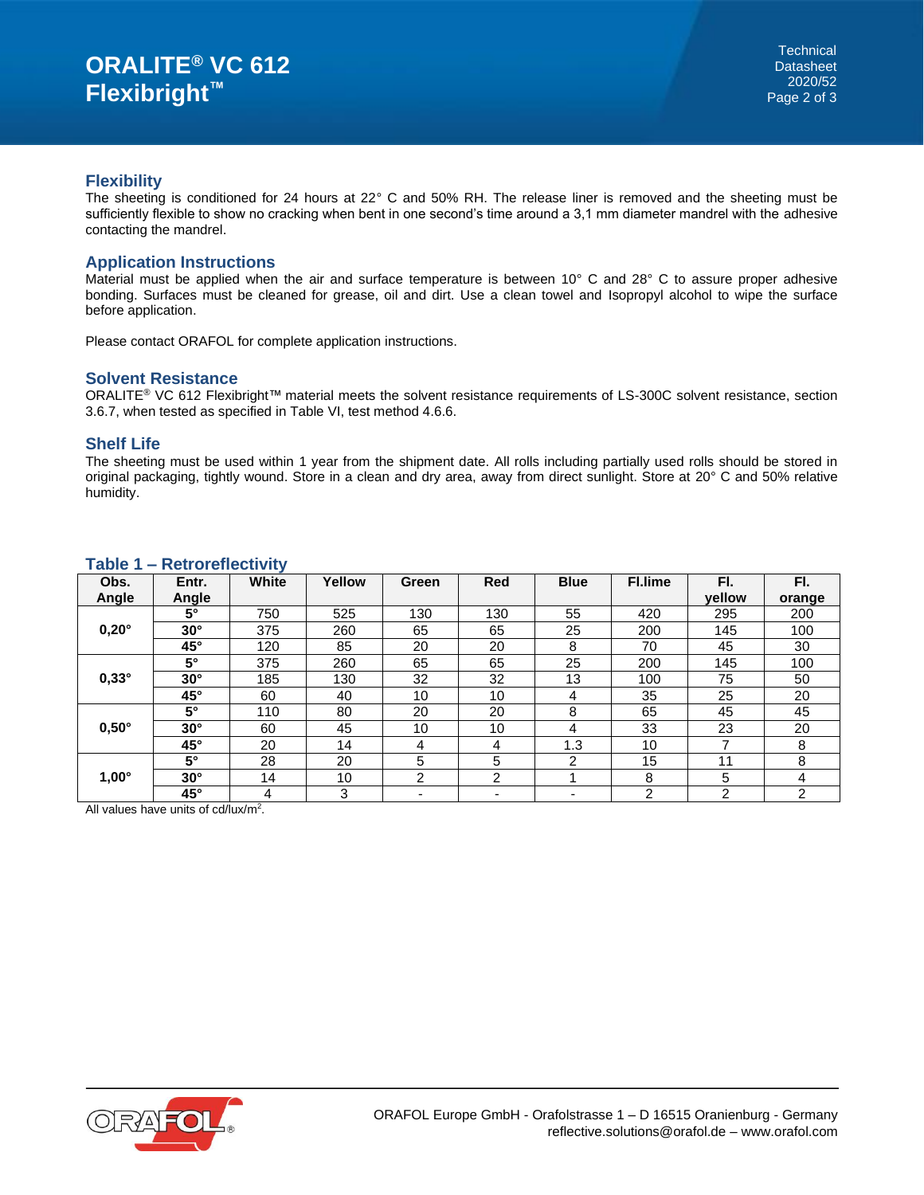## Flexibility

The sheeting is conditioned for 24 hours at 22° C and 50% RH. The release liner is removed and the sheeting must be sufficiently flexible to show no cracking when bent in one second's time around a 3,1 mm diameter mandrel with the adhesive contacting the mandrel.

## Application Instructions

Material must be applied when the air and surface temperature is between 10° C and 28° C to assure proper adhesive bonding. Surfaces must be cleaned for grease, oil and dirt. Use a clean towel and Isopropyl alcohol to wipe the surface before application.

Please contact ORAFOL for complete application instructions.

## Solvent Resistance

ORALITE® VC 612 Flexibright™ material meets the solvent resistance requirements of LS-300C solvent resistance, section 3.6.7, when tested as specified in Table VI, test method 4.6.6.

## Shelf Life

The sheeting must be used within 1 year from the shipment date. All rolls including partially used rolls should be stored in original packaging, tightly wound. Store in a clean and dry area, away from direct sunlight. Store at 20° C and 50% relative humidity.

## Table 1 – Retroreflectivity

| Obs. Angle | Entr. Angle | White | Yellow | Green | Red | Blue | Fl.lime | Fl. yellow | Fl. orange |
|---|---|---|---|---|---|---|---|---|---|
| 0,20° | 5° | 750 | 525 | 130 | 130 | 55 | 420 | 295 | 200 |
| | 30° | 375 | 260 | 65 | 65 | 25 | 200 | 145 | 100 |
| | 45° | 120 | 85 | 20 | 20 | 8 | 70 | 45 | 30 |
| 0,33° | 5° | 375 | 260 | 65 | 65 | 25 | 200 | 145 | 100 |
| | 30° | 185 | 130 | 32 | 32 | 13 | 100 | 75 | 50 |
| | 45° | 60 | 40 | 10 | 10 | 4 | 35 | 25 | 20 |
| 0,50° | 5° | 110 | 80 | 20 | 20 | 8 | 65 | 45 | 45 |
| | 30° | 60 | 45 | 10 | 10 | 4 | 33 | 23 | 20 |
| | 45° | 20 | 14 | 4 | 4 | 1.3 | 10 | 7 | 8 |
| 1,00° | 5° | 28 | 20 | 5 | 5 | 2 | 15 | 11 | 8 |
| | 30° | 14 | 10 | 2 | 2 | 1 | 8 | 5 | 4 |
| | 45° | 4 | 3 | - | - | - | 2 | 2 | 2 |

All values have units of $cd/lux/m^2$.

ORAFOL Europe GmbH - Orafolstrasse 1 – D 16515 Oranienburg - Germany
reflective.solutions@orafol.de – www.orafol.com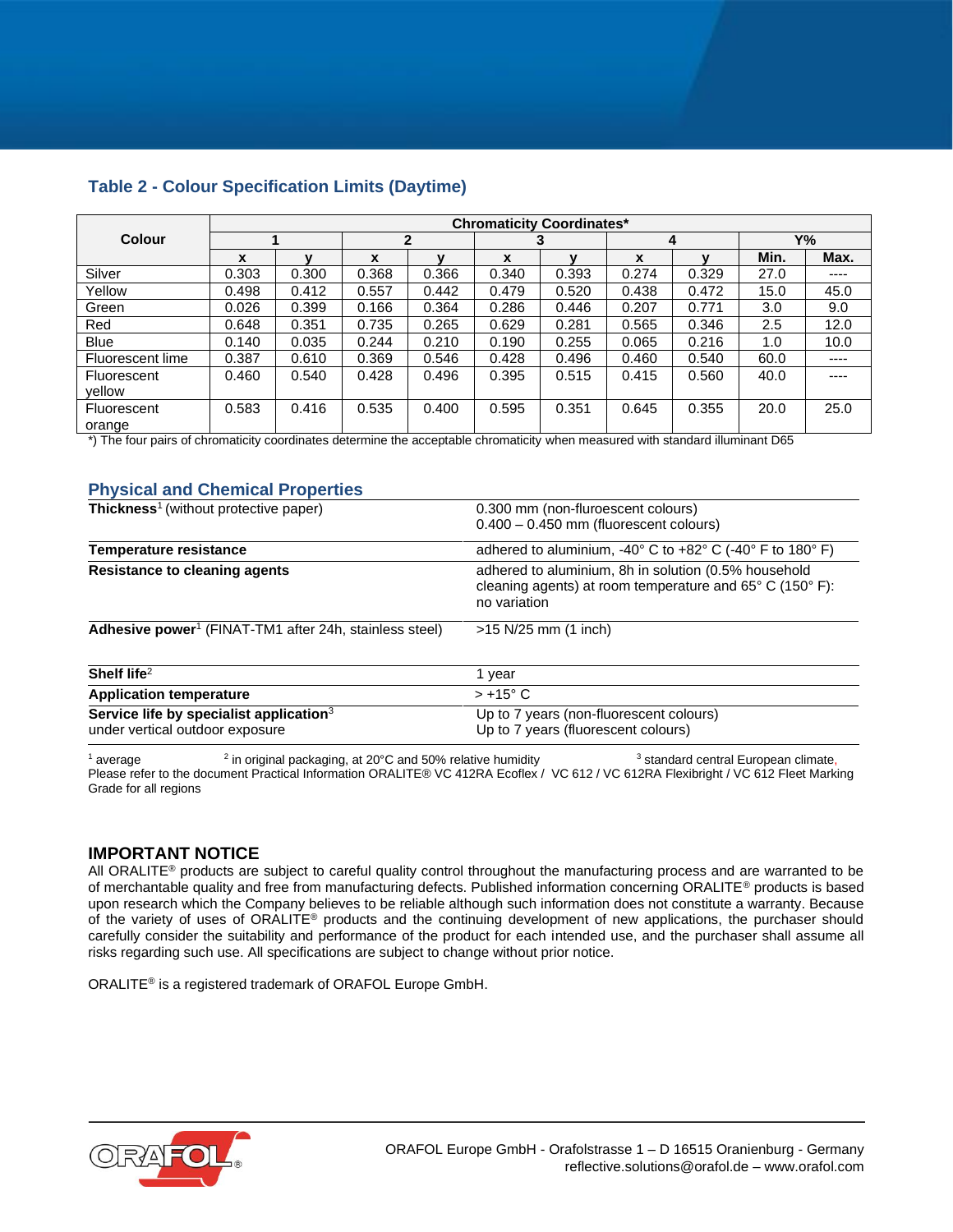## Table 2 - Colour Specification Limits (Daytime)

| Colour | Chromaticity Coordinates* | | | | | | | | | |
|---|---|---|---|---|---|---|---|---|---|---|
| | 1 | | 2 | | 3 | | 4 | | Y% | |
| | x | y | x | y | x | y | x | y | Min. | Max. |
| Silver | 0.303 | 0.300 | 0.368 | 0.366 | 0.340 | 0.393 | 0.274 | 0.329 | 27.0 | ---- |
| Yellow | 0.498 | 0.412 | 0.557 | 0.442 | 0.479 | 0.520 | 0.438 | 0.472 | 15.0 | 45.0 |
| Green | 0.026 | 0.399 | 0.166 | 0.364 | 0.286 | 0.446 | 0.207 | 0.771 | 3.0 | 9.0 |
| Red | 0.648 | 0.351 | 0.735 | 0.265 | 0.629 | 0.281 | 0.565 | 0.346 | 2.5 | 12.0 |
| Blue | 0.140 | 0.035 | 0.244 | 0.210 | 0.190 | 0.255 | 0.065 | 0.216 | 1.0 | 10.0 |
| Fluorescent lime | 0.387 | 0.610 | 0.369 | 0.546 | 0.428 | 0.496 | 0.460 | 0.540 | 60.0 | ---- |
| Fluorescent yellow | 0.460 | 0.540 | 0.428 | 0.496 | 0.395 | 0.515 | 0.415 | 0.560 | 40.0 | ---- |
| Fluorescent orange | 0.583 | 0.416 | 0.535 | 0.400 | 0.595 | 0.351 | 0.645 | 0.355 | 20.0 | 25.0 |

*) The four pairs of chromaticity coordinates determine the acceptable chromaticity when measured with standard illuminant D65

## Physical and Chemical Properties

| | |
|---|---|
| **Thickness**[1] (without protective paper) | 0.300 mm (non-fluroescent colours)<br>0.400 – 0.450 mm (fluorescent colours) |
| **Temperature resistance** | adhered to aluminium, -40° C to +82° C (-40° F to 180° F) |
| **Resistance to cleaning agents** | adhered to aluminium, 8h in solution (0.5% household cleaning agents) at room temperature and 65° C (150° F): no variation |
| **Adhesive power**[1] (FINAT-TM1 after 24h, stainless steel) | >15 N/25 mm (1 inch) |
| **Shelf life**[2] | 1 year |
| **Application temperature** | > +15° C |
| **Service life by specialist application**[3] under vertical outdoor exposure | Up to 7 years (non-fluorescent colours)<br>Up to 7 years (fluorescent colours) |

[1] average [2] in original packaging, at 20°C and 50% relative humidity [3] standard central European climate,
Please refer to the document Practical Information ORALITE® VC 412RA Ecoflex / VC 612 / VC 612RA Flexibright / VC 612 Fleet Marking Grade for all regions

## IMPORTANT NOTICE

All ORALITE® products are subject to careful quality control throughout the manufacturing process and are warranted to be of merchantable quality and free from manufacturing defects. Published information concerning ORALITE® products is based upon research which the Company believes to be reliable although such information does not constitute a warranty. Because of the variety of uses of ORALITE® products and the continuing development of new applications, the purchaser should carefully consider the suitability and performance of the product for each intended use, and the purchaser shall assume all risks regarding such use. All specifications are subject to change without prior notice.

ORALITE® is a registered trademark of ORAFOL Europe GmbH.

ORAFOL Europe GmbH - Orafolstrasse 1 – D 16515 Oranienburg - Germany
reflective.solutions@orafol.de – www.orafol.com